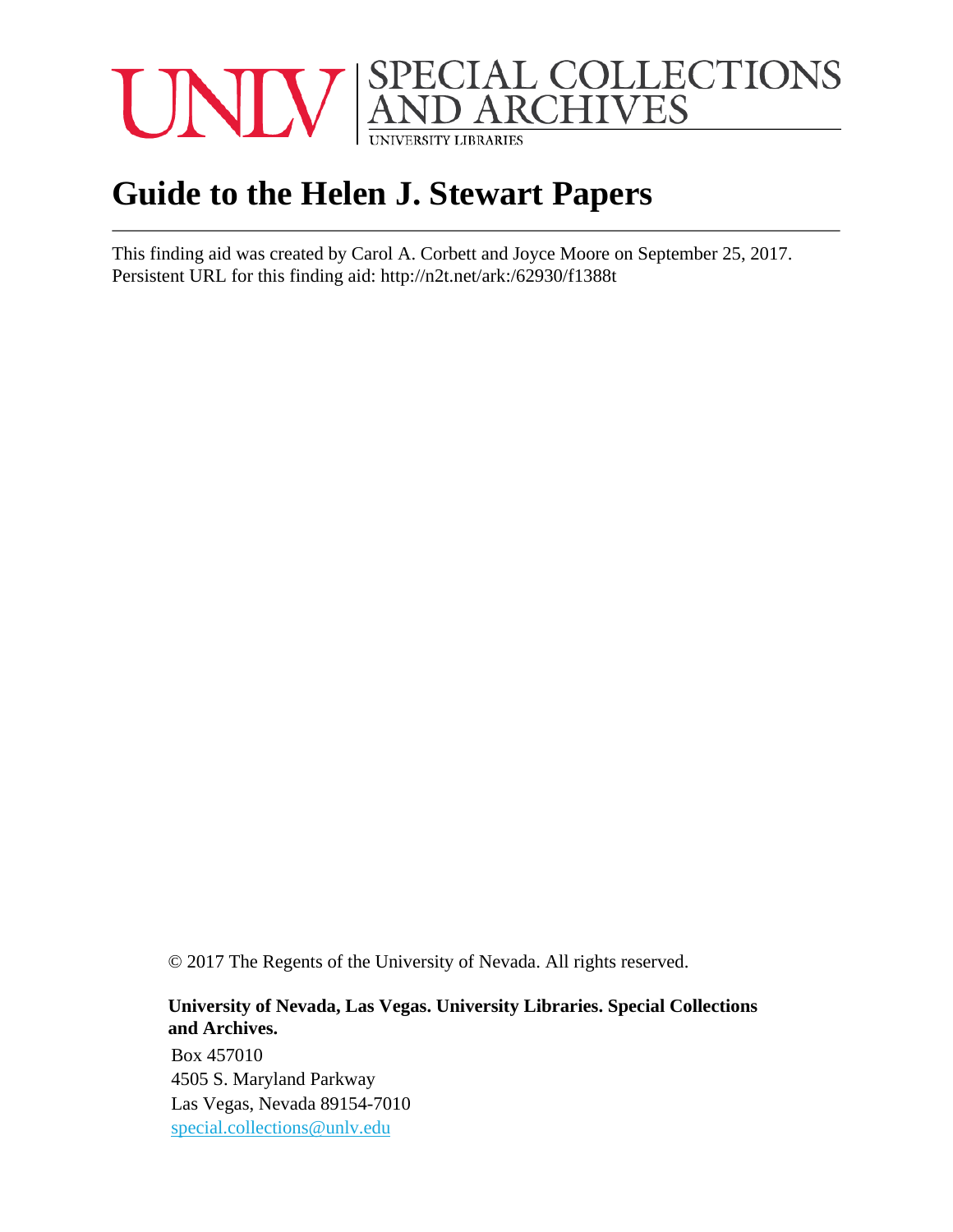UNLV | SPECIAL COLLECTIONS AND ARCHIVES
UNIVERSITY LIBRARIES

# Guide to the Helen J. Stewart Papers

This finding aid was created by Carol A. Corbett and Joyce Moore on September 25, 2017.
Persistent URL for this finding aid: http://n2t.net/ark:/62930/f1388t

© 2017 The Regents of the University of Nevada. All rights reserved.

**University of Nevada, Las Vegas. University Libraries. Special Collections and Archives.**

Box 457010
4505 S. Maryland Parkway
Las Vegas, Nevada 89154-7010
special.collections@unlv.edu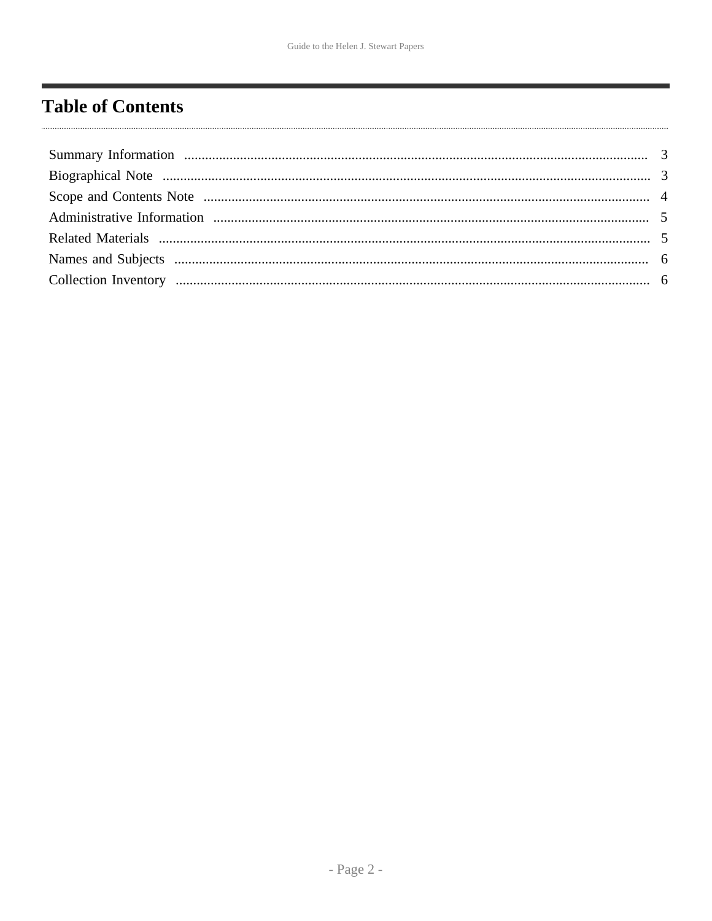# Table of Contents

- Summary Information ... 3
- Biographical Note ... 3
- Scope and Contents Note ... 4
- Administrative Information ... 5
- Related Materials ... 5
- Names and Subjects ... 6
- Collection Inventory ... 6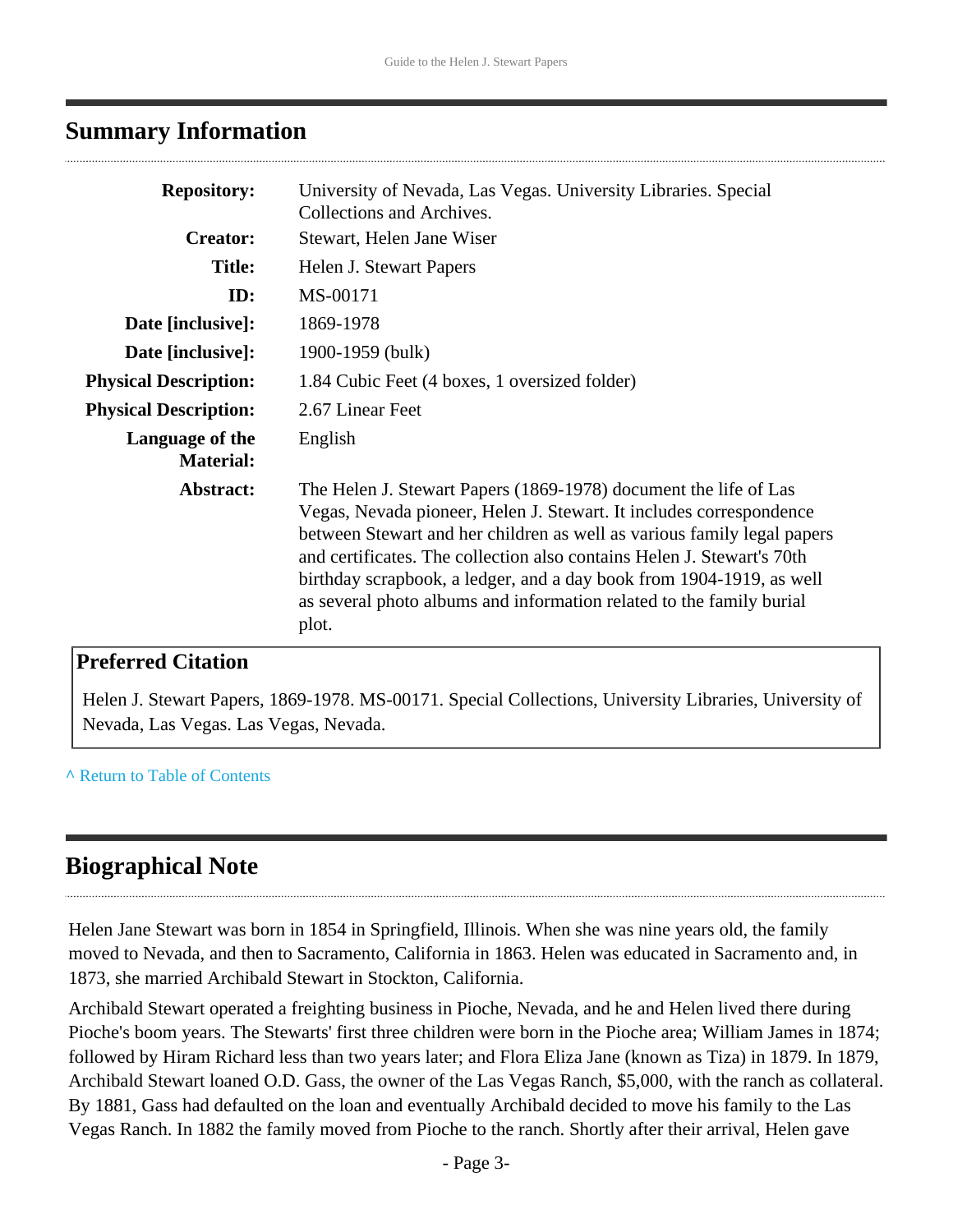## Summary Information

| | |
|---|---|
| **Repository:** | University of Nevada, Las Vegas. University Libraries. Special Collections and Archives. |
| **Creator:** | Stewart, Helen Jane Wiser |
| **Title:** | Helen J. Stewart Papers |
| **ID:** | MS-00171 |
| **Date [inclusive]:** | 1869-1978 |
| **Date [inclusive]:** | 1900-1959 (bulk) |
| **Physical Description:** | 1.84 Cubic Feet (4 boxes, 1 oversized folder) |
| **Physical Description:** | 2.67 Linear Feet |
| **Language of the Material:** | English |
| **Abstract:** | The Helen J. Stewart Papers (1869-1978) document the life of Las Vegas, Nevada pioneer, Helen J. Stewart. It includes correspondence between Stewart and her children as well as various family legal papers and certificates. The collection also contains Helen J. Stewart's 70th birthday scrapbook, a ledger, and a day book from 1904-1919, as well as several photo albums and information related to the family burial plot. |

### Preferred Citation

Helen J. Stewart Papers, 1869-1978. MS-00171. Special Collections, University Libraries, University of Nevada, Las Vegas. Las Vegas, Nevada.

^ Return to Table of Contents

## Biographical Note

Helen Jane Stewart was born in 1854 in Springfield, Illinois. When she was nine years old, the family moved to Nevada, and then to Sacramento, California in 1863. Helen was educated in Sacramento and, in 1873, she married Archibald Stewart in Stockton, California.

Archibald Stewart operated a freighting business in Pioche, Nevada, and he and Helen lived there during Pioche's boom years. The Stewarts' first three children were born in the Pioche area; William James in 1874; followed by Hiram Richard less than two years later; and Flora Eliza Jane (known as Tiza) in 1879. In 1879, Archibald Stewart loaned O.D. Gass, the owner of the Las Vegas Ranch, $5,000, with the ranch as collateral. By 1881, Gass had defaulted on the loan and eventually Archibald decided to move his family to the Las Vegas Ranch. In 1882 the family moved from Pioche to the ranch. Shortly after their arrival, Helen gave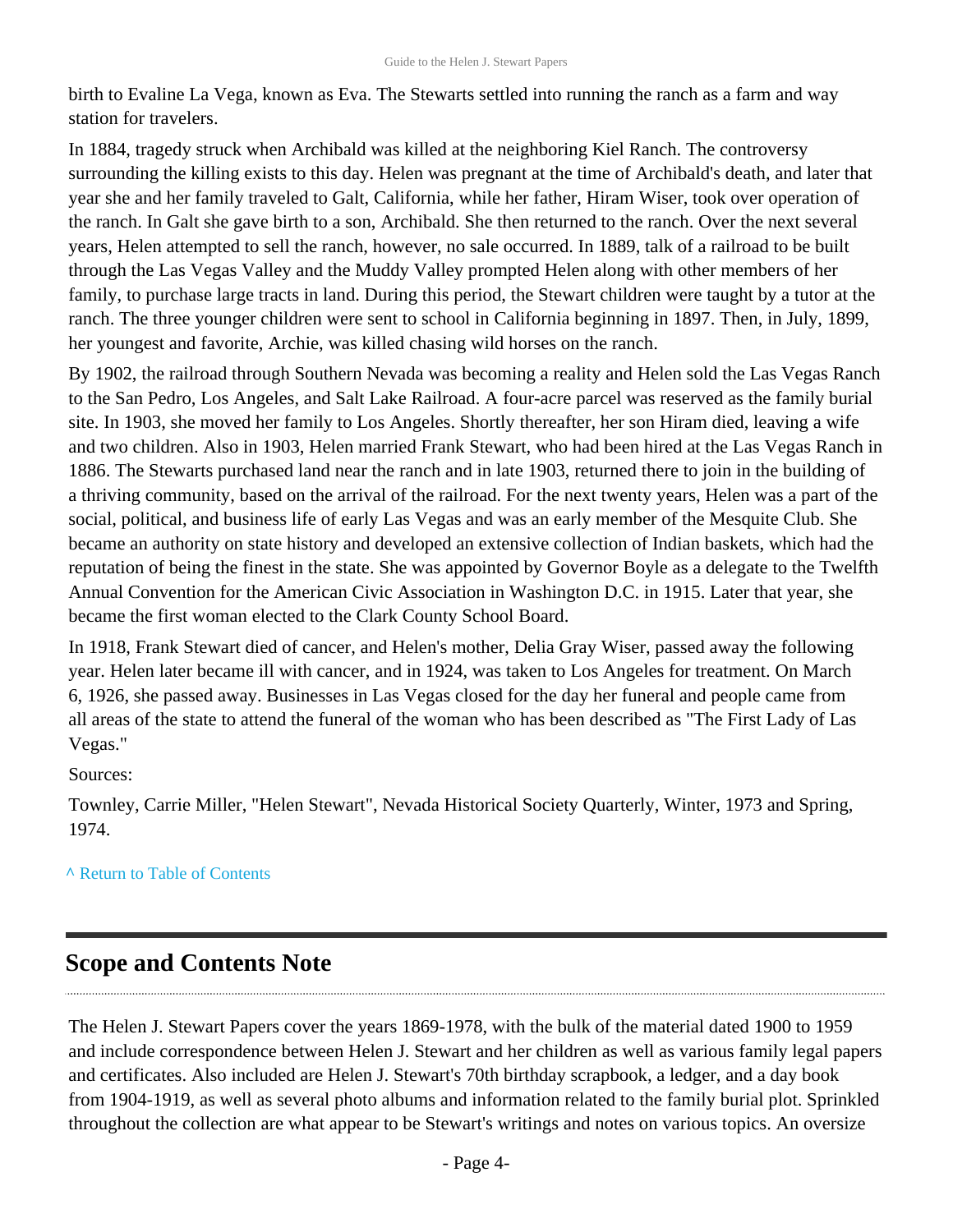birth to Evaline La Vega, known as Eva. The Stewarts settled into running the ranch as a farm and way station for travelers.

In 1884, tragedy struck when Archibald was killed at the neighboring Kiel Ranch. The controversy surrounding the killing exists to this day. Helen was pregnant at the time of Archibald's death, and later that year she and her family traveled to Galt, California, while her father, Hiram Wiser, took over operation of the ranch. In Galt she gave birth to a son, Archibald. She then returned to the ranch. Over the next several years, Helen attempted to sell the ranch, however, no sale occurred. In 1889, talk of a railroad to be built through the Las Vegas Valley and the Muddy Valley prompted Helen along with other members of her family, to purchase large tracts in land. During this period, the Stewart children were taught by a tutor at the ranch. The three younger children were sent to school in California beginning in 1897. Then, in July, 1899, her youngest and favorite, Archie, was killed chasing wild horses on the ranch.

By 1902, the railroad through Southern Nevada was becoming a reality and Helen sold the Las Vegas Ranch to the San Pedro, Los Angeles, and Salt Lake Railroad. A four-acre parcel was reserved as the family burial site. In 1903, she moved her family to Los Angeles. Shortly thereafter, her son Hiram died, leaving a wife and two children. Also in 1903, Helen married Frank Stewart, who had been hired at the Las Vegas Ranch in 1886. The Stewarts purchased land near the ranch and in late 1903, returned there to join in the building of a thriving community, based on the arrival of the railroad. For the next twenty years, Helen was a part of the social, political, and business life of early Las Vegas and was an early member of the Mesquite Club. She became an authority on state history and developed an extensive collection of Indian baskets, which had the reputation of being the finest in the state. She was appointed by Governor Boyle as a delegate to the Twelfth Annual Convention for the American Civic Association in Washington D.C. in 1915. Later that year, she became the first woman elected to the Clark County School Board.

In 1918, Frank Stewart died of cancer, and Helen's mother, Delia Gray Wiser, passed away the following year. Helen later became ill with cancer, and in 1924, was taken to Los Angeles for treatment. On March 6, 1926, she passed away. Businesses in Las Vegas closed for the day her funeral and people came from all areas of the state to attend the funeral of the woman who has been described as "The First Lady of Las Vegas."

Sources:

Townley, Carrie Miller, "Helen Stewart", Nevada Historical Society Quarterly, Winter, 1973 and Spring, 1974.

^ Return to Table of Contents

## Scope and Contents Note

The Helen J. Stewart Papers cover the years 1869-1978, with the bulk of the material dated 1900 to 1959 and include correspondence between Helen J. Stewart and her children as well as various family legal papers and certificates. Also included are Helen J. Stewart's 70th birthday scrapbook, a ledger, and a day book from 1904-1919, as well as several photo albums and information related to the family burial plot. Sprinkled throughout the collection are what appear to be Stewart's writings and notes on various topics. An oversize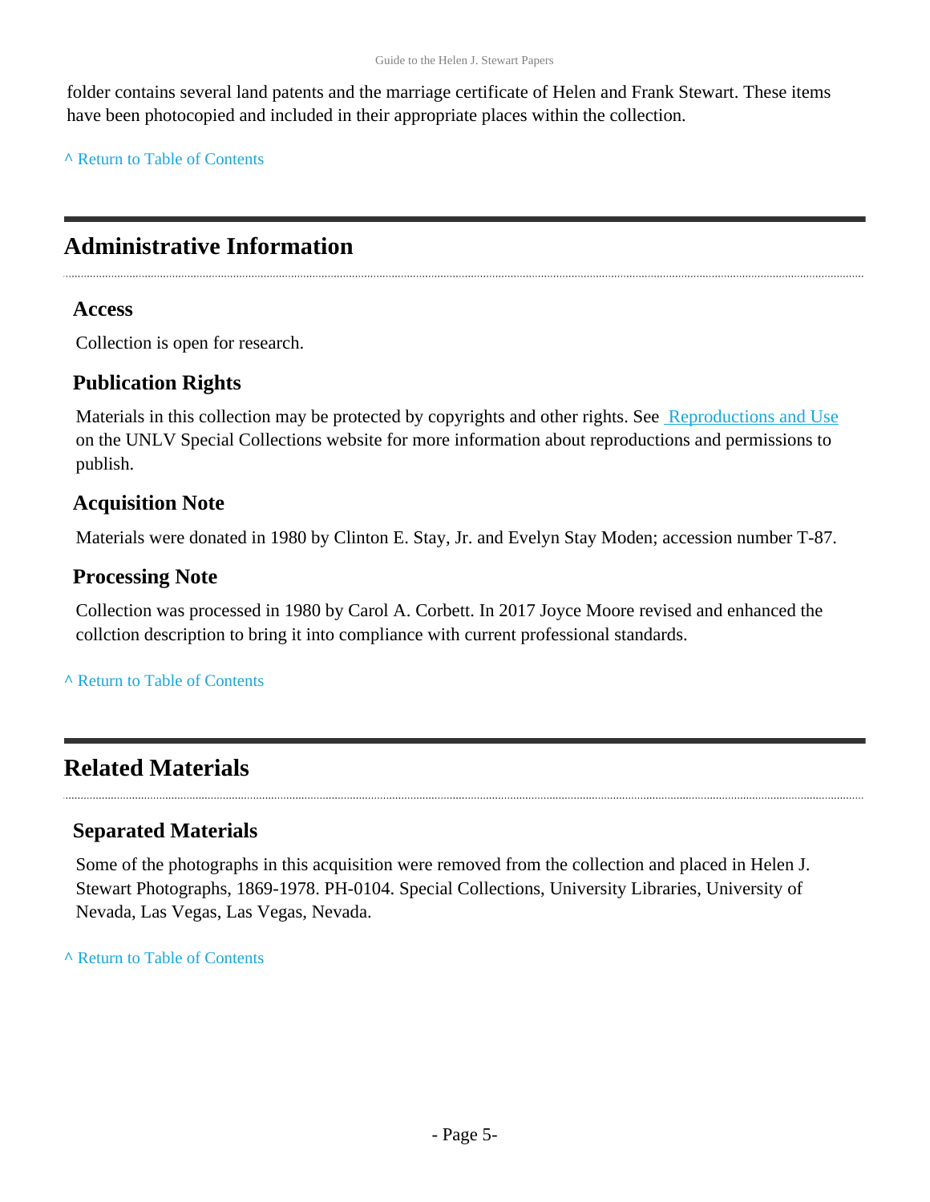folder contains several land patents and the marriage certificate of Helen and Frank Stewart. These items have been photocopied and included in their appropriate places within the collection.

^ Return to Table of Contents

## Administrative Information

### Access

Collection is open for research.

### Publication Rights

Materials in this collection may be protected by copyrights and other rights. See Reproductions and Use on the UNLV Special Collections website for more information about reproductions and permissions to publish.

### Acquisition Note

Materials were donated in 1980 by Clinton E. Stay, Jr. and Evelyn Stay Moden; accession number T-87.

### Processing Note

Collection was processed in 1980 by Carol A. Corbett. In 2017 Joyce Moore revised and enhanced the collction description to bring it into compliance with current professional standards.

^ Return to Table of Contents

## Related Materials

### Separated Materials

Some of the photographs in this acquisition were removed from the collection and placed in Helen J. Stewart Photographs, 1869-1978. PH-0104. Special Collections, University Libraries, University of Nevada, Las Vegas, Las Vegas, Nevada.

^ Return to Table of Contents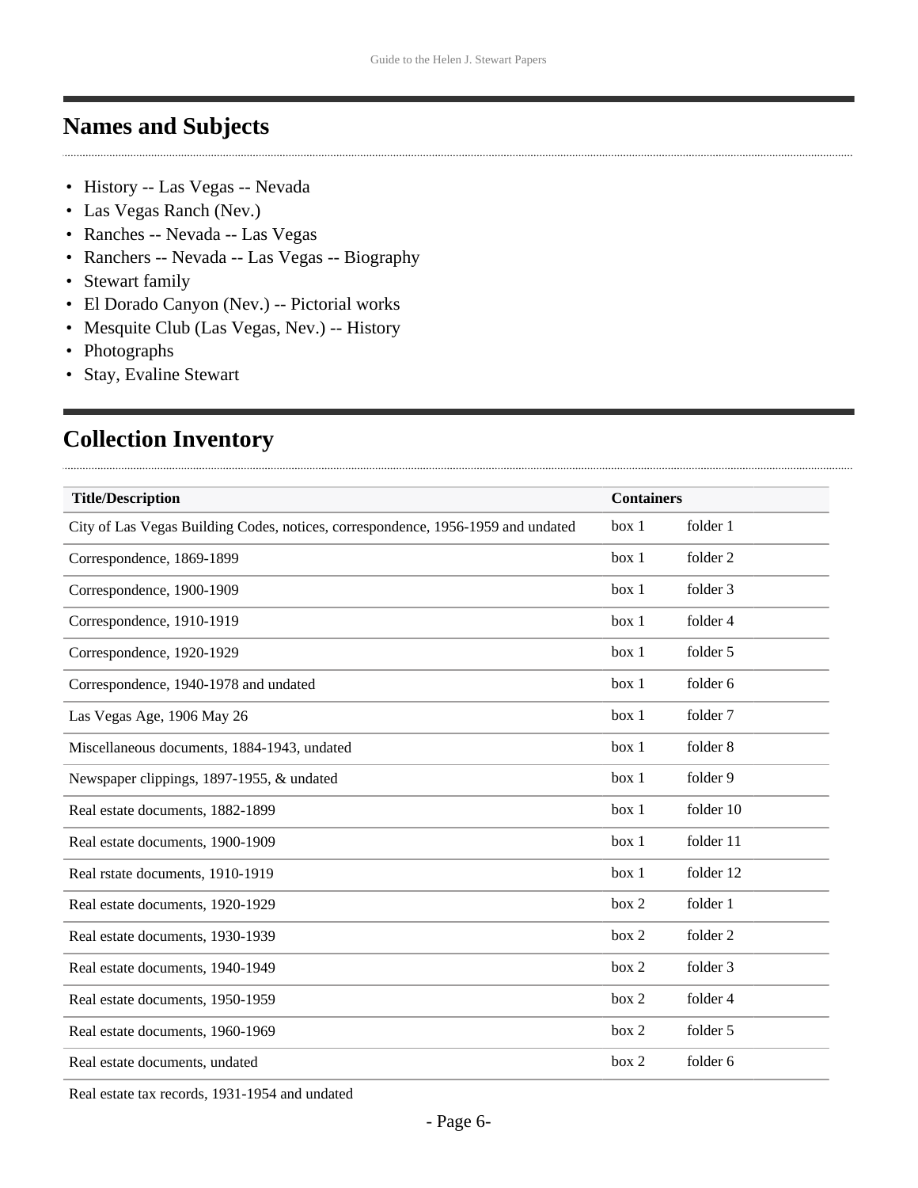## Names and Subjects

- History -- Las Vegas -- Nevada
- Las Vegas Ranch (Nev.)
- Ranches -- Nevada -- Las Vegas
- Ranchers -- Nevada -- Las Vegas -- Biography
- Stewart family
- El Dorado Canyon (Nev.) -- Pictorial works
- Mesquite Club (Las Vegas, Nev.) -- History
- Photographs
- Stay, Evaline Stewart

## Collection Inventory

| Title/Description | Containers | |
|---|---|---|
| City of Las Vegas Building Codes, notices, correspondence, 1956-1959 and undated | box 1 | folder 1 |
| Correspondence, 1869-1899 | box 1 | folder 2 |
| Correspondence, 1900-1909 | box 1 | folder 3 |
| Correspondence, 1910-1919 | box 1 | folder 4 |
| Correspondence, 1920-1929 | box 1 | folder 5 |
| Correspondence, 1940-1978 and undated | box 1 | folder 6 |
| Las Vegas Age, 1906 May 26 | box 1 | folder 7 |
| Miscellaneous documents, 1884-1943, undated | box 1 | folder 8 |
| Newspaper clippings, 1897-1955, & undated | box 1 | folder 9 |
| Real estate documents, 1882-1899 | box 1 | folder 10 |
| Real estate documents, 1900-1909 | box 1 | folder 11 |
| Real rstate documents, 1910-1919 | box 1 | folder 12 |
| Real estate documents, 1920-1929 | box 2 | folder 1 |
| Real estate documents, 1930-1939 | box 2 | folder 2 |
| Real estate documents, 1940-1949 | box 2 | folder 3 |
| Real estate documents, 1950-1959 | box 2 | folder 4 |
| Real estate documents, 1960-1969 | box 2 | folder 5 |
| Real estate documents, undated | box 2 | folder 6 |
| Real estate tax records, 1931-1954 and undated | | |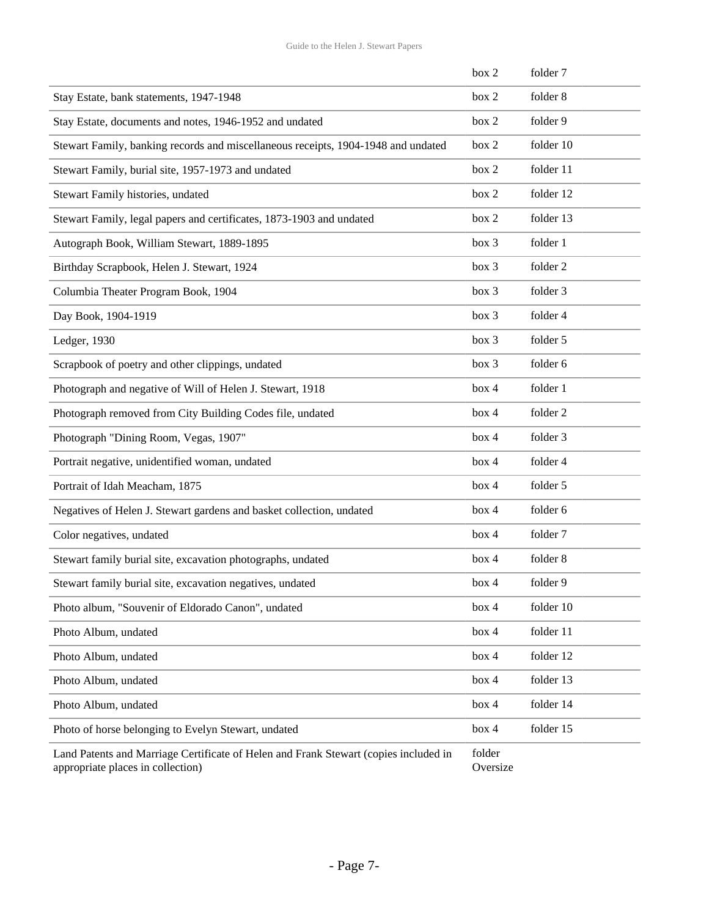| | | |
|---|---|---|
| | box 2 | folder 7 |
| Stay Estate, bank statements, 1947-1948 | box 2 | folder 8 |
| Stay Estate, documents and notes, 1946-1952 and undated | box 2 | folder 9 |
| Stewart Family, banking records and miscellaneous receipts, 1904-1948 and undated | box 2 | folder 10 |
| Stewart Family, burial site, 1957-1973 and undated | box 2 | folder 11 |
| Stewart Family histories, undated | box 2 | folder 12 |
| Stewart Family, legal papers and certificates, 1873-1903 and undated | box 2 | folder 13 |
| Autograph Book, William Stewart, 1889-1895 | box 3 | folder 1 |
| Birthday Scrapbook, Helen J. Stewart, 1924 | box 3 | folder 2 |
| Columbia Theater Program Book, 1904 | box 3 | folder 3 |
| Day Book, 1904-1919 | box 3 | folder 4 |
| Ledger, 1930 | box 3 | folder 5 |
| Scrapbook of poetry and other clippings, undated | box 3 | folder 6 |
| Photograph and negative of Will of Helen J. Stewart, 1918 | box 4 | folder 1 |
| Photograph removed from City Building Codes file, undated | box 4 | folder 2 |
| Photograph "Dining Room, Vegas, 1907" | box 4 | folder 3 |
| Portrait negative, unidentified woman, undated | box 4 | folder 4 |
| Portrait of Idah Meacham, 1875 | box 4 | folder 5 |
| Negatives of Helen J. Stewart gardens and basket collection, undated | box 4 | folder 6 |
| Color negatives, undated | box 4 | folder 7 |
| Stewart family burial site, excavation photographs, undated | box 4 | folder 8 |
| Stewart family burial site, excavation negatives, undated | box 4 | folder 9 |
| Photo album, "Souvenir of Eldorado Canon", undated | box 4 | folder 10 |
| Photo Album, undated | box 4 | folder 11 |
| Photo Album, undated | box 4 | folder 12 |
| Photo Album, undated | box 4 | folder 13 |
| Photo Album, undated | box 4 | folder 14 |
| Photo of horse belonging to Evelyn Stewart, undated | box 4 | folder 15 |
| Land Patents and Marriage Certificate of Helen and Frank Stewart (copies included in appropriate places in collection) | folder Oversize | |